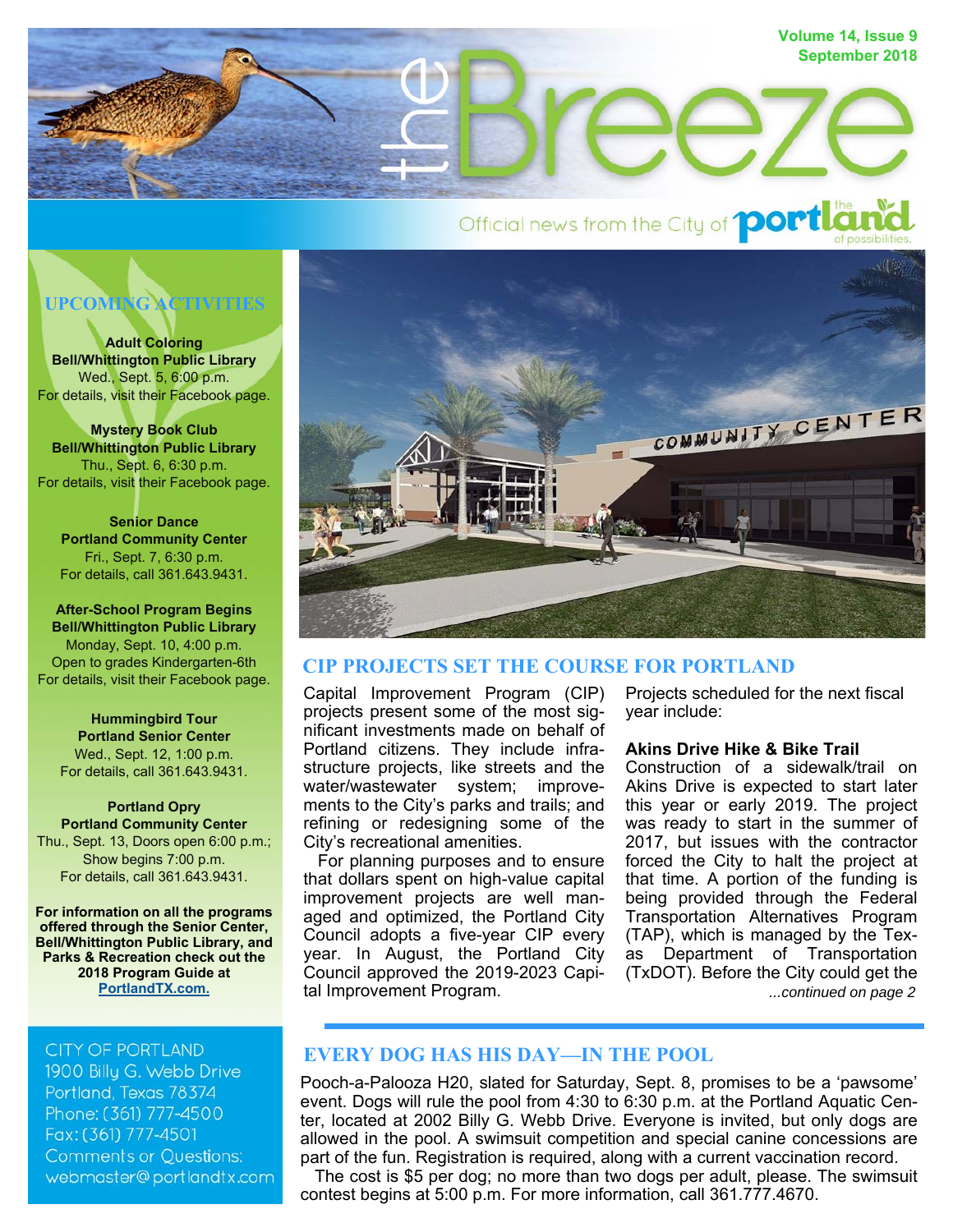# the Breeze

Volume 14, Issue 9
September 2018

Official news from the City of portland — the portland of possibilities.

## UPCOMING ACTIVITIES

**Adult Coloring**
**Bell/Whittington Public Library**
Wed., Sept. 5, 6:00 p.m.
For details, visit their Facebook page.

**Mystery Book Club**
**Bell/Whittington Public Library**
Thu., Sept. 6, 6:30 p.m.
For details, visit their Facebook page.

**Senior Dance**
**Portland Community Center**
Fri., Sept. 7, 6:30 p.m.
For details, call 361.643.9431.

**After-School Program Begins**
**Bell/Whittington Public Library**
Monday, Sept. 10, 4:00 p.m.
Open to grades Kindergarten-6th
For details, visit their Facebook page.

**Hummingbird Tour**
**Portland Senior Center**
Wed., Sept. 12, 1:00 p.m.
For details, call 361.643.9431.

**Portland Opry**
**Portland Community Center**
Thu., Sept. 13, Doors open 6:00 p.m.; Show begins 7:00 p.m.
For details, call 361.643.9431.

**For information on all the programs offered through the Senior Center, Bell/Whittington Public Library, and Parks & Recreation check out the 2018 Program Guide at PortlandTX.com.**

CITY OF PORTLAND
1900 Billy G. Webb Drive
Portland, Texas 78374
Phone: (361) 777-4500
Fax: (361) 777-4501
Comments or Questions:
webmaster@portlandtx.com

## CIP PROJECTS SET THE COURSE FOR PORTLAND

Capital Improvement Program (CIP) projects present some of the most significant investments made on behalf of Portland citizens. They include infrastructure projects, like streets and the water/wastewater system; improvements to the City's parks and trails; and refining or redesigning some of the City's recreational amenities.

For planning purposes and to ensure that dollars spent on high-value capital improvement projects are well managed and optimized, the Portland City Council adopts a five-year CIP every year. In August, the Portland City Council approved the 2019-2023 Capital Improvement Program.

Projects scheduled for the next fiscal year include:

**Akins Drive Hike & Bike Trail**
Construction of a sidewalk/trail on Akins Drive is expected to start later this year or early 2019. The project was ready to start in the summer of 2017, but issues with the contractor forced the City to halt the project at that time. A portion of the funding is being provided through the Federal Transportation Alternatives Program (TAP), which is managed by the Texas Department of Transportation (TxDOT). Before the City could get the

*...continued on page 2*

## EVERY DOG HAS HIS DAY—IN THE POOL

Pooch-a-Palooza H20, slated for Saturday, Sept. 8, promises to be a 'pawsome' event. Dogs will rule the pool from 4:30 to 6:30 p.m. at the Portland Aquatic Center, located at 2002 Billy G. Webb Drive. Everyone is invited, but only dogs are allowed in the pool. A swimsuit competition and special canine concessions are part of the fun. Registration is required, along with a current vaccination record.

The cost is $5 per dog; no more than two dogs per adult, please. The swimsuit contest begins at 5:00 p.m. For more information, call 361.777.4670.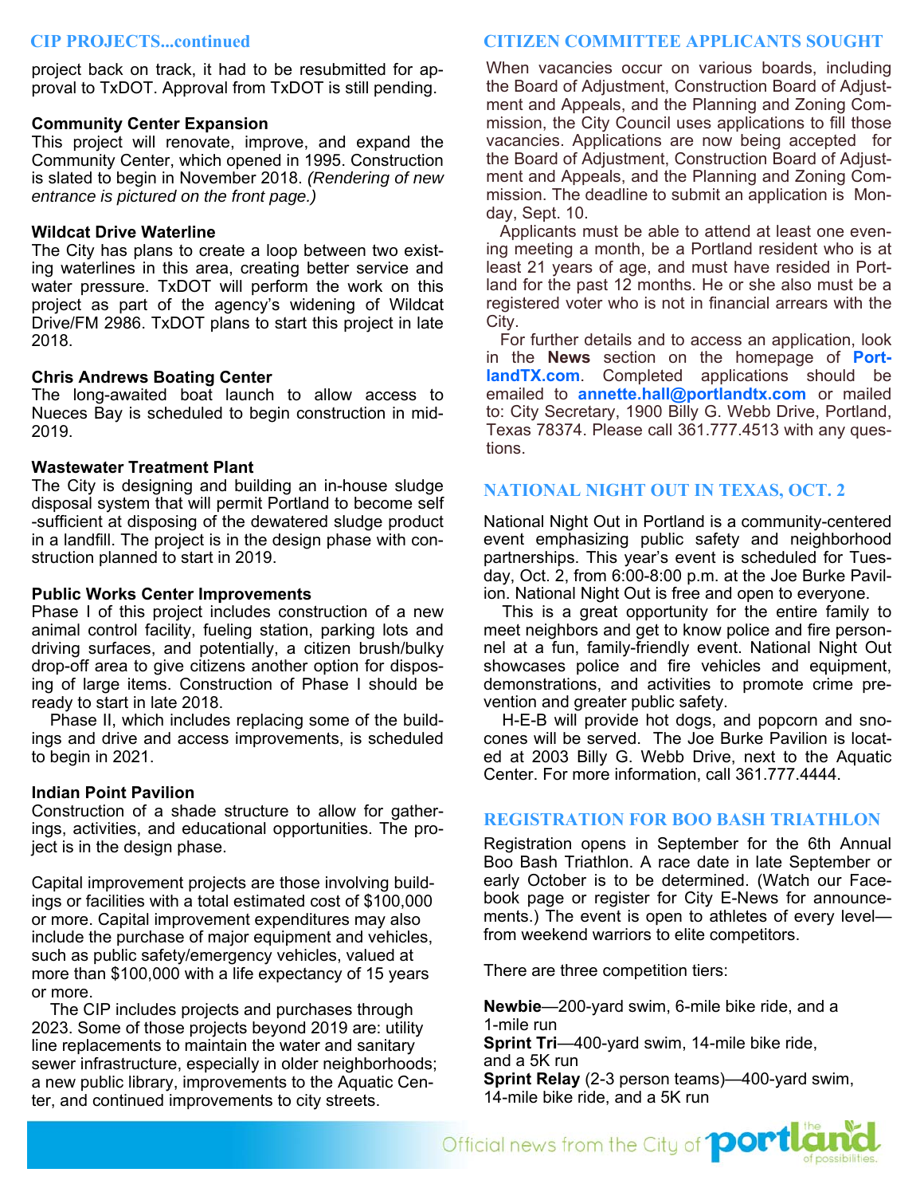## CIP PROJECTS...continued

project back on track, it had to be resubmitted for approval to TxDOT. Approval from TxDOT is still pending.

**Community Center Expansion**
This project will renovate, improve, and expand the Community Center, which opened in 1995. Construction is slated to begin in November 2018. *(Rendering of new entrance is pictured on the front page.)*

**Wildcat Drive Waterline**
The City has plans to create a loop between two existing waterlines in this area, creating better service and water pressure. TxDOT will perform the work on this project as part of the agency's widening of Wildcat Drive/FM 2986. TxDOT plans to start this project in late 2018.

**Chris Andrews Boating Center**
The long-awaited boat launch to allow access to Nueces Bay is scheduled to begin construction in mid-2019.

**Wastewater Treatment Plant**
The City is designing and building an in-house sludge disposal system that will permit Portland to become self-sufficient at disposing of the dewatered sludge product in a landfill. The project is in the design phase with construction planned to start in 2019.

**Public Works Center Improvements**
Phase I of this project includes construction of a new animal control facility, fueling station, parking lots and driving surfaces, and potentially, a citizen brush/bulky drop-off area to give citizens another option for disposing of large items. Construction of Phase I should be ready to start in late 2018.

Phase II, which includes replacing some of the buildings and drive and access improvements, is scheduled to begin in 2021.

**Indian Point Pavilion**
Construction of a shade structure to allow for gatherings, activities, and educational opportunities. The project is in the design phase.

Capital improvement projects are those involving buildings or facilities with a total estimated cost of $100,000 or more. Capital improvement expenditures may also include the purchase of major equipment and vehicles, such as public safety/emergency vehicles, valued at more than $100,000 with a life expectancy of 15 years or more.

The CIP includes projects and purchases through 2023. Some of those projects beyond 2019 are: utility line replacements to maintain the water and sanitary sewer infrastructure, especially in older neighborhoods; a new public library, improvements to the Aquatic Center, and continued improvements to city streets.

## CITIZEN COMMITTEE APPLICANTS SOUGHT

When vacancies occur on various boards, including the Board of Adjustment, Construction Board of Adjustment and Appeals, and the Planning and Zoning Commission, the City Council uses applications to fill those vacancies. Applications are now being accepted for the Board of Adjustment, Construction Board of Adjustment and Appeals, and the Planning and Zoning Commission. The deadline to submit an application is Monday, Sept. 10.

Applicants must be able to attend at least one evening meeting a month, be a Portland resident who is at least 21 years of age, and must have resided in Portland for the past 12 months. He or she also must be a registered voter who is not in financial arrears with the City.

For further details and to access an application, look in the **News** section on the homepage of **PortlandTX.com**. Completed applications should be emailed to **annette.hall@portlandtx.com** or mailed to: City Secretary, 1900 Billy G. Webb Drive, Portland, Texas 78374. Please call 361.777.4513 with any questions.

## NATIONAL NIGHT OUT IN TEXAS, OCT. 2

National Night Out in Portland is a community-centered event emphasizing public safety and neighborhood partnerships. This year's event is scheduled for Tuesday, Oct. 2, from 6:00-8:00 p.m. at the Joe Burke Pavilion. National Night Out is free and open to everyone.

This is a great opportunity for the entire family to meet neighbors and get to know police and fire personnel at a fun, family-friendly event. National Night Out showcases police and fire vehicles and equipment, demonstrations, and activities to promote crime prevention and greater public safety.

H-E-B will provide hot dogs, and popcorn and sno-cones will be served. The Joe Burke Pavilion is located at 2003 Billy G. Webb Drive, next to the Aquatic Center. For more information, call 361.777.4444.

## REGISTRATION FOR BOO BASH TRIATHLON

Registration opens in September for the 6th Annual Boo Bash Triathlon. A race date in late September or early October is to be determined. (Watch our Facebook page or register for City E-News for announcements.) The event is open to athletes of every level—from weekend warriors to elite competitors.

There are three competition tiers:

**Newbie**—200-yard swim, 6-mile bike ride, and a 1-mile run
**Sprint Tri**—400-yard swim, 14-mile bike ride, and a 5K run
**Sprint Relay** (2-3 person teams)—400-yard swim, 14-mile bike ride, and a 5K run